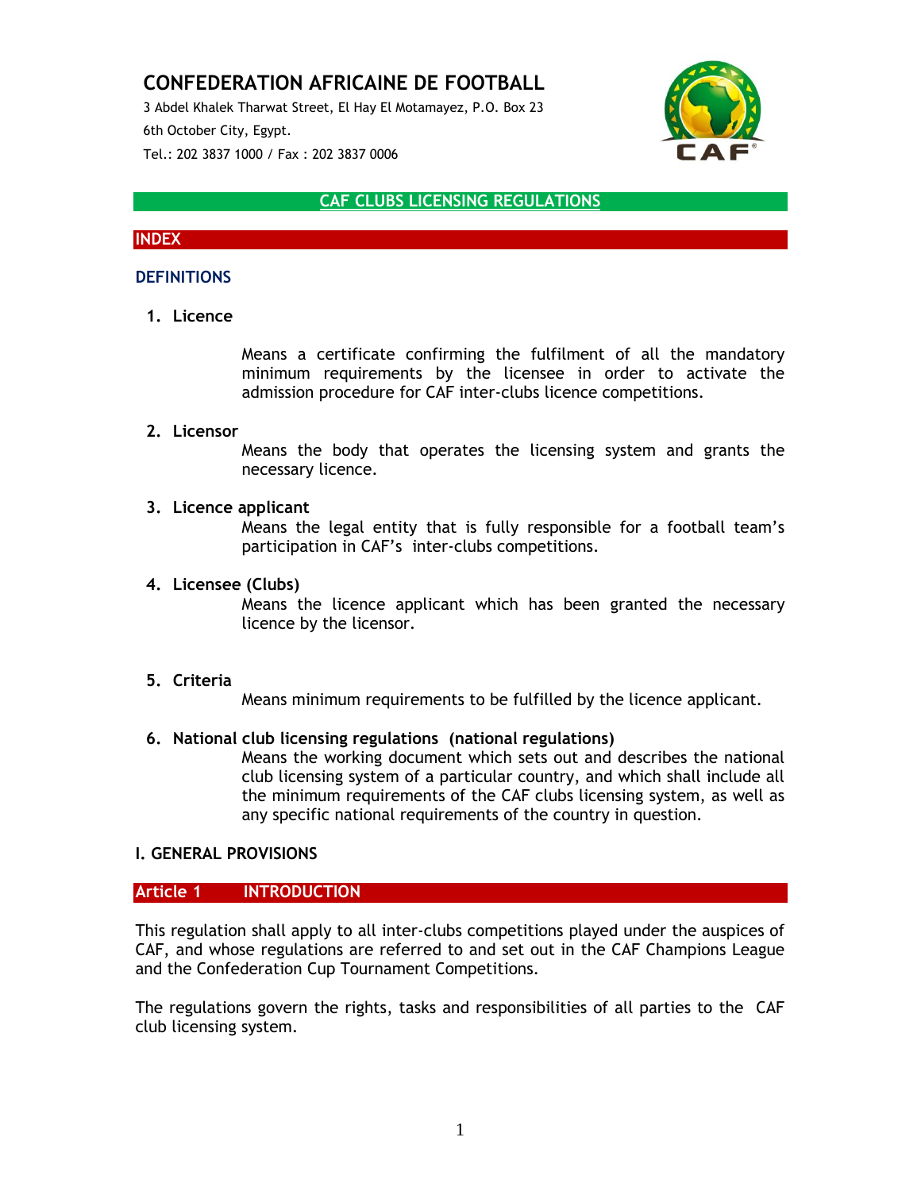# CONFEDERATION AFRICAINE DE FOOTBALL

3 Abdel Khalek Tharwat Street, El Hay El Motamayez, P.O. Box 23

6th October City, Egypt.

Tel.: 202 3837 1000 / Fax : 202 3837 0006

## CAF CLUBS LICENSING REGULATIONS

## INDEX

### DEFINITIONS

1. **Licence**

   Means a certificate confirming the fulfilment of all the mandatory minimum requirements by the licensee in order to activate the admission procedure for CAF inter-clubs licence competitions.

2. **Licensor**

   Means the body that operates the licensing system and grants the necessary licence.

3. **Licence applicant**

   Means the legal entity that is fully responsible for a football team's participation in CAF's inter-clubs competitions.

4. **Licensee (Clubs)**

   Means the licence applicant which has been granted the necessary licence by the licensor.

5. **Criteria**

   Means minimum requirements to be fulfilled by the licence applicant.

6. **National club licensing regulations (national regulations)**

   Means the working document which sets out and describes the national club licensing system of a particular country, and which shall include all the minimum requirements of the CAF clubs licensing system, as well as any specific national requirements of the country in question.

### I. GENERAL PROVISIONS

### Article 1 INTRODUCTION

This regulation shall apply to all inter-clubs competitions played under the auspices of CAF, and whose regulations are referred to and set out in the CAF Champions League and the Confederation Cup Tournament Competitions.

The regulations govern the rights, tasks and responsibilities of all parties to the CAF club licensing system.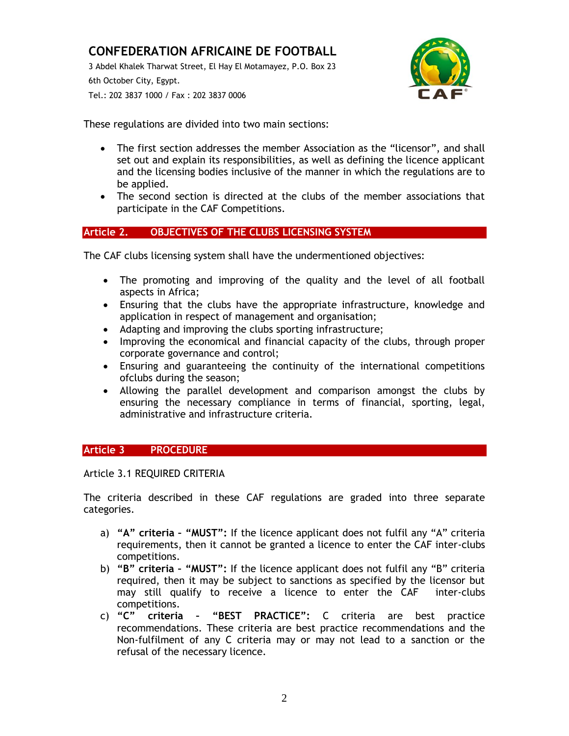These regulations are divided into two main sections:

- The first section addresses the member Association as the "licensor", and shall set out and explain its responsibilities, as well as defining the licence applicant and the licensing bodies inclusive of the manner in which the regulations are to be applied.
- The second section is directed at the clubs of the member associations that participate in the CAF Competitions.

## Article 2. OBJECTIVES OF THE CLUBS LICENSING SYSTEM

The CAF clubs licensing system shall have the undermentioned objectives:

- The promoting and improving of the quality and the level of all football aspects in Africa;
- Ensuring that the clubs have the appropriate infrastructure, knowledge and application in respect of management and organisation;
- Adapting and improving the clubs sporting infrastructure;
- Improving the economical and financial capacity of the clubs, through proper corporate governance and control;
- Ensuring and guaranteeing the continuity of the international competitions ofclubs during the season;
- Allowing the parallel development and comparison amongst the clubs by ensuring the necessary compliance in terms of financial, sporting, legal, administrative and infrastructure criteria.

## Article 3 PROCEDURE

### Article 3.1 REQUIRED CRITERIA

The criteria described in these CAF regulations are graded into three separate categories.

a) **"A" criteria – "MUST":** If the licence applicant does not fulfil any "A" criteria requirements, then it cannot be granted a licence to enter the CAF inter-clubs competitions.

b) **"B" criteria – "MUST":** If the licence applicant does not fulfil any "B" criteria required, then it may be subject to sanctions as specified by the licensor but may still qualify to receive a licence to enter the CAF inter-clubs competitions.

c) **"C" criteria – "BEST PRACTICE":** C criteria are best practice recommendations. These criteria are best practice recommendations and the Non-fulfilment of any C criteria may or may not lead to a sanction or the refusal of the necessary licence.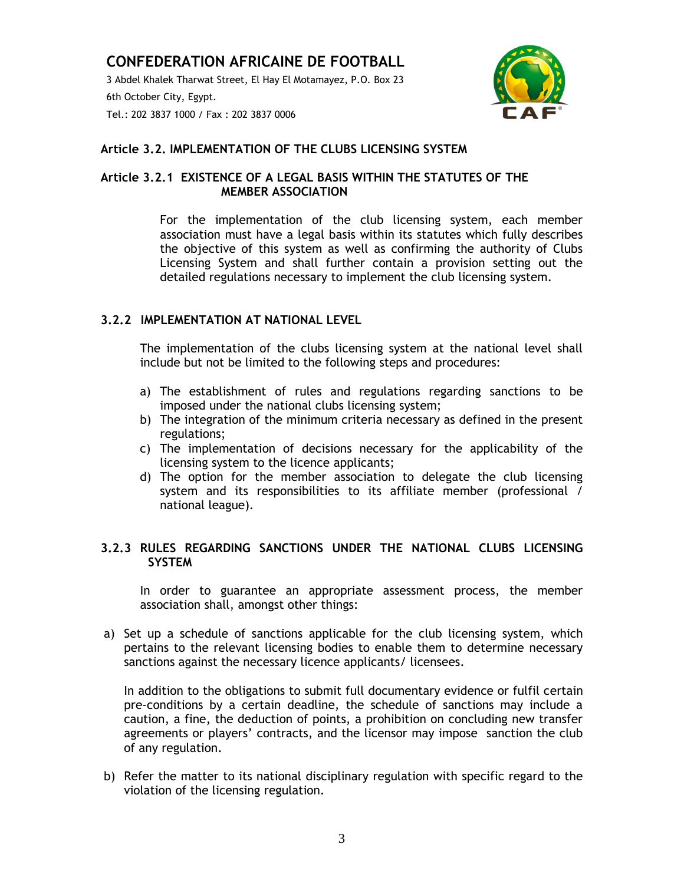**Article 3.2. IMPLEMENTATION OF THE CLUBS LICENSING SYSTEM**

**Article 3.2.1 EXISTENCE OF A LEGAL BASIS WITHIN THE STATUTES OF THE MEMBER ASSOCIATION**

For the implementation of the club licensing system, each member association must have a legal basis within its statutes which fully describes the objective of this system as well as confirming the authority of Clubs Licensing System and shall further contain a provision setting out the detailed regulations necessary to implement the club licensing system.

**3.2.2 IMPLEMENTATION AT NATIONAL LEVEL**

The implementation of the clubs licensing system at the national level shall include but not be limited to the following steps and procedures:

a) The establishment of rules and regulations regarding sanctions to be imposed under the national clubs licensing system;
b) The integration of the minimum criteria necessary as defined in the present regulations;
c) The implementation of decisions necessary for the applicability of the licensing system to the licence applicants;
d) The option for the member association to delegate the club licensing system and its responsibilities to its affiliate member (professional / national league).

**3.2.3 RULES REGARDING SANCTIONS UNDER THE NATIONAL CLUBS LICENSING SYSTEM**

In order to guarantee an appropriate assessment process, the member association shall, amongst other things:

a) Set up a schedule of sanctions applicable for the club licensing system, which pertains to the relevant licensing bodies to enable them to determine necessary sanctions against the necessary licence applicants/ licensees.

   In addition to the obligations to submit full documentary evidence or fulfil certain pre-conditions by a certain deadline, the schedule of sanctions may include a caution, a fine, the deduction of points, a prohibition on concluding new transfer agreements or players' contracts, and the licensor may impose sanction the club of any regulation.

b) Refer the matter to its national disciplinary regulation with specific regard to the violation of the licensing regulation.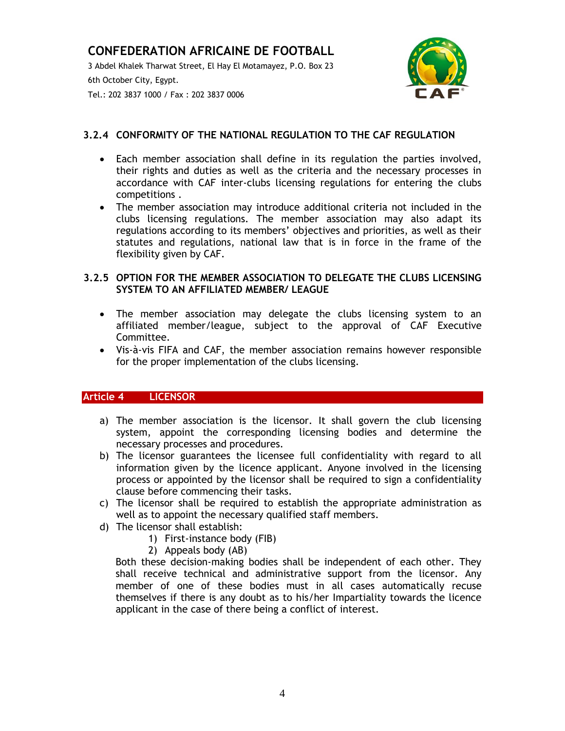### 3.2.4 CONFORMITY OF THE NATIONAL REGULATION TO THE CAF REGULATION

- Each member association shall define in its regulation the parties involved, their rights and duties as well as the criteria and the necessary processes in accordance with CAF inter-clubs licensing regulations for entering the clubs competitions .
- The member association may introduce additional criteria not included in the clubs licensing regulations. The member association may also adapt its regulations according to its members' objectives and priorities, as well as their statutes and regulations, national law that is in force in the frame of the flexibility given by CAF.

### 3.2.5 OPTION FOR THE MEMBER ASSOCIATION TO DELEGATE THE CLUBS LICENSING SYSTEM TO AN AFFILIATED MEMBER/ LEAGUE

- The member association may delegate the clubs licensing system to an affiliated member/league, subject to the approval of CAF Executive Committee.
- Vis-à-vis FIFA and CAF, the member association remains however responsible for the proper implementation of the clubs licensing.

## Article 4 LICENSOR

a) The member association is the licensor. It shall govern the club licensing system, appoint the corresponding licensing bodies and determine the necessary processes and procedures.

b) The licensor guarantees the licensee full confidentiality with regard to all information given by the licence applicant. Anyone involved in the licensing process or appointed by the licensor shall be required to sign a confidentiality clause before commencing their tasks.

c) The licensor shall be required to establish the appropriate administration as well as to appoint the necessary qualified staff members.

d) The licensor shall establish:
   1) First-instance body (FIB)
   2) Appeals body (AB)

   Both these decision-making bodies shall be independent of each other. They shall receive technical and administrative support from the licensor. Any member of one of these bodies must in all cases automatically recuse themselves if there is any doubt as to his/her Impartiality towards the licence applicant in the case of there being a conflict of interest.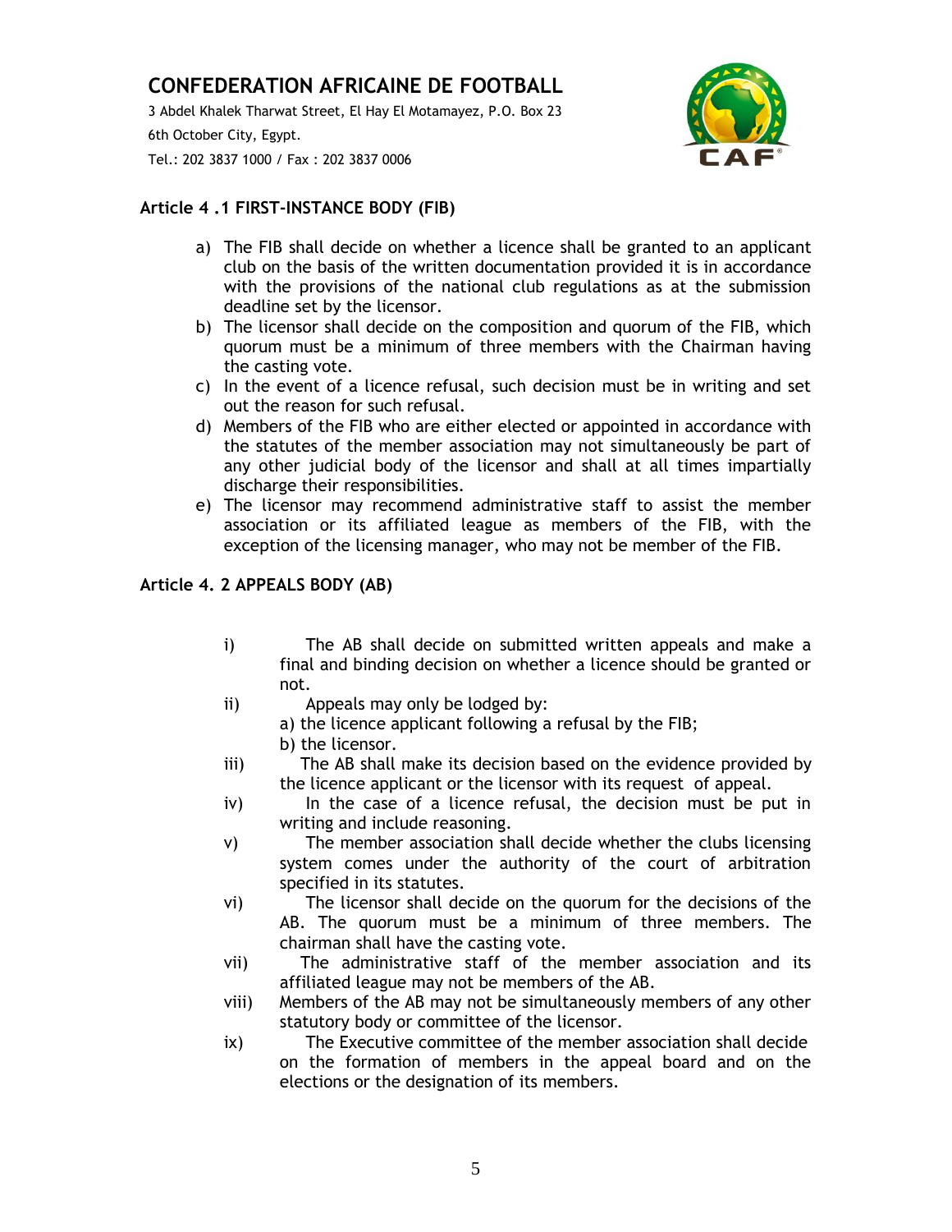# CONFEDERATION AFRICAINE DE FOOTBALL

3 Abdel Khalek Tharwat Street, El Hay El Motamayez, P.O. Box 23
6th October City, Egypt.
Tel.: 202 3837 1000 / Fax : 202 3837 0006

### Article 4 .1 FIRST-INSTANCE BODY (FIB)

a) The FIB shall decide on whether a licence shall be granted to an applicant club on the basis of the written documentation provided it is in accordance with the provisions of the national club regulations as at the submission deadline set by the licensor.
b) The licensor shall decide on the composition and quorum of the FIB, which quorum must be a minimum of three members with the Chairman having the casting vote.
c) In the event of a licence refusal, such decision must be in writing and set out the reason for such refusal.
d) Members of the FIB who are either elected or appointed in accordance with the statutes of the member association may not simultaneously be part of any other judicial body of the licensor and shall at all times impartially discharge their responsibilities.
e) The licensor may recommend administrative staff to assist the member association or its affiliated league as members of the FIB, with the exception of the licensing manager, who may not be member of the FIB.

### Article 4. 2 APPEALS BODY (AB)

i) The AB shall decide on submitted written appeals and make a final and binding decision on whether a licence should be granted or not.
ii) Appeals may only be lodged by:
   a) the licence applicant following a refusal by the FIB;
   b) the licensor.
iii) The AB shall make its decision based on the evidence provided by the licence applicant or the licensor with its request of appeal.
iv) In the case of a licence refusal, the decision must be put in writing and include reasoning.
v) The member association shall decide whether the clubs licensing system comes under the authority of the court of arbitration specified in its statutes.
vi) The licensor shall decide on the quorum for the decisions of the AB. The quorum must be a minimum of three members. The chairman shall have the casting vote.
vii) The administrative staff of the member association and its affiliated league may not be members of the AB.
viii) Members of the AB may not be simultaneously members of any other statutory body or committee of the licensor.
ix) The Executive committee of the member association shall decide on the formation of members in the appeal board and on the elections or the designation of its members.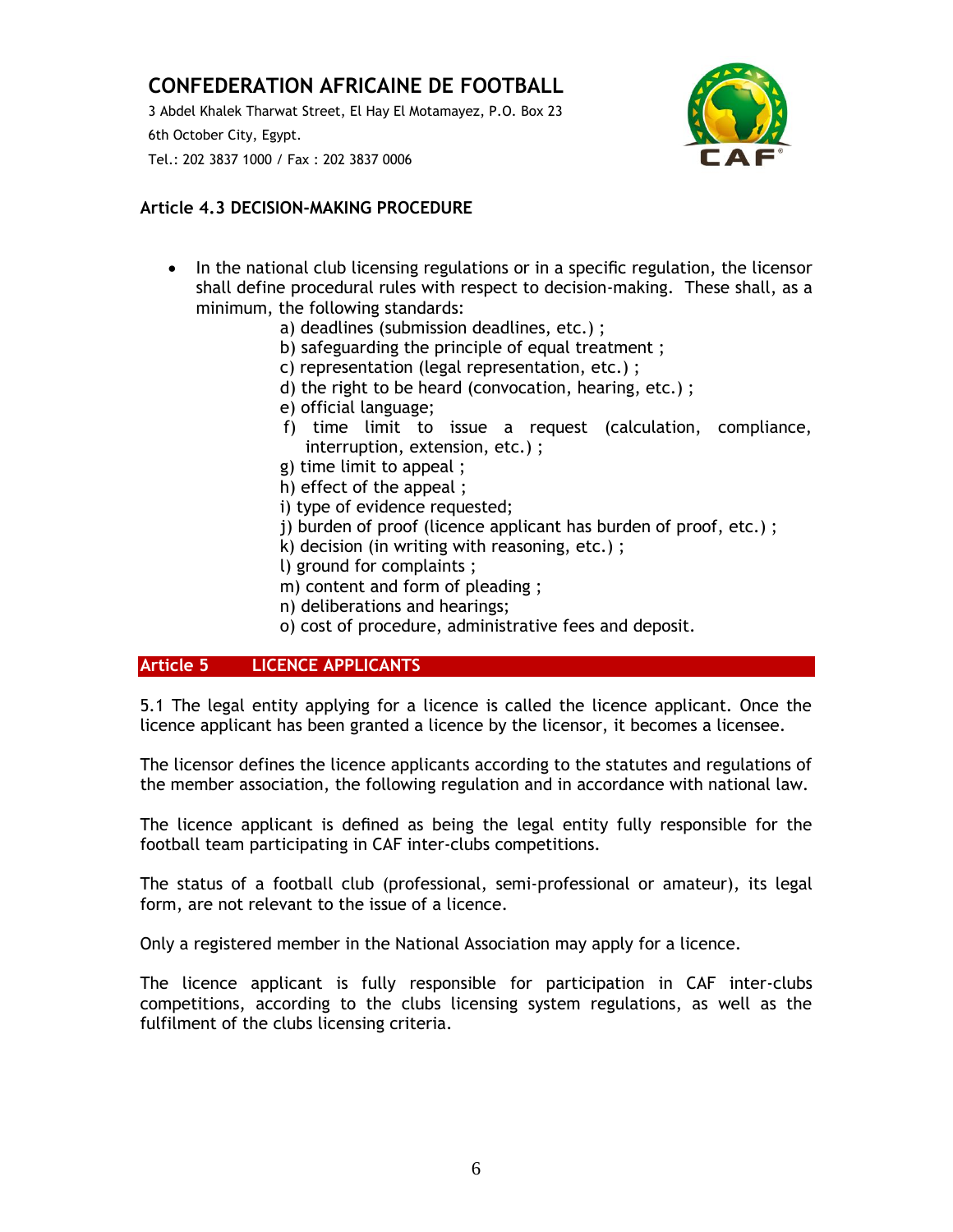### Article 4.3 DECISION-MAKING PROCEDURE

- In the national club licensing regulations or in a specific regulation, the licensor shall define procedural rules with respect to decision-making. These shall, as a minimum, the following standards:
  - a) deadlines (submission deadlines, etc.) ;
  - b) safeguarding the principle of equal treatment ;
  - c) representation (legal representation, etc.) ;
  - d) the right to be heard (convocation, hearing, etc.) ;
  - e) official language;
  - f) time limit to issue a request (calculation, compliance, interruption, extension, etc.) ;
  - g) time limit to appeal ;
  - h) effect of the appeal ;
  - i) type of evidence requested;
  - j) burden of proof (licence applicant has burden of proof, etc.) ;
  - k) decision (in writing with reasoning, etc.) ;
  - l) ground for complaints ;
  - m) content and form of pleading ;
  - n) deliberations and hearings;
  - o) cost of procedure, administrative fees and deposit.

## Article 5 LICENCE APPLICANTS

5.1 The legal entity applying for a licence is called the licence applicant. Once the licence applicant has been granted a licence by the licensor, it becomes a licensee.

The licensor defines the licence applicants according to the statutes and regulations of the member association, the following regulation and in accordance with national law.

The licence applicant is defined as being the legal entity fully responsible for the football team participating in CAF inter-clubs competitions.

The status of a football club (professional, semi-professional or amateur), its legal form, are not relevant to the issue of a licence.

Only a registered member in the National Association may apply for a licence.

The licence applicant is fully responsible for participation in CAF inter-clubs competitions, according to the clubs licensing system regulations, as well as the fulfilment of the clubs licensing criteria.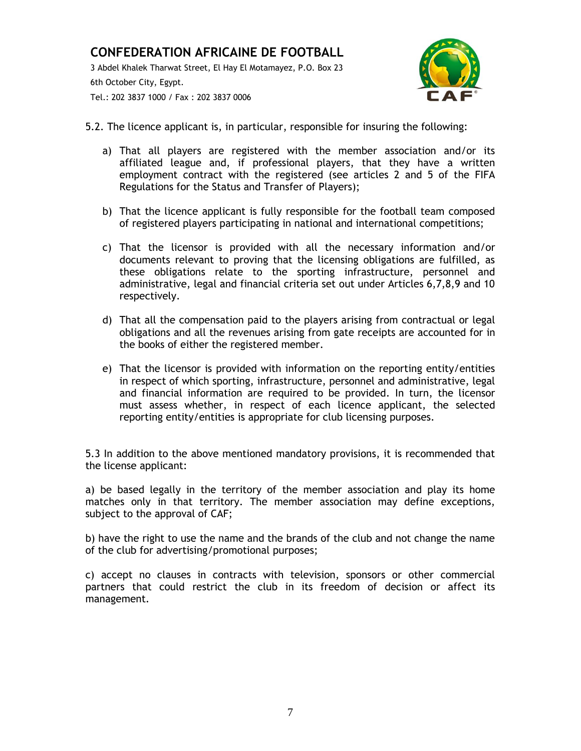5.2. The licence applicant is, in particular, responsible for insuring the following:

a) That all players are registered with the member association and/or its affiliated league and, if professional players, that they have a written employment contract with the registered (see articles 2 and 5 of the FIFA Regulations for the Status and Transfer of Players);

b) That the licence applicant is fully responsible for the football team composed of registered players participating in national and international competitions;

c) That the licensor is provided with all the necessary information and/or documents relevant to proving that the licensing obligations are fulfilled, as these obligations relate to the sporting infrastructure, personnel and administrative, legal and financial criteria set out under Articles 6,7,8,9 and 10 respectively.

d) That all the compensation paid to the players arising from contractual or legal obligations and all the revenues arising from gate receipts are accounted for in the books of either the registered member.

e) That the licensor is provided with information on the reporting entity/entities in respect of which sporting, infrastructure, personnel and administrative, legal and financial information are required to be provided. In turn, the licensor must assess whether, in respect of each licence applicant, the selected reporting entity/entities is appropriate for club licensing purposes.

5.3 In addition to the above mentioned mandatory provisions, it is recommended that the license applicant:

a) be based legally in the territory of the member association and play its home matches only in that territory. The member association may define exceptions, subject to the approval of CAF;

b) have the right to use the name and the brands of the club and not change the name of the club for advertising/promotional purposes;

c) accept no clauses in contracts with television, sponsors or other commercial partners that could restrict the club in its freedom of decision or affect its management.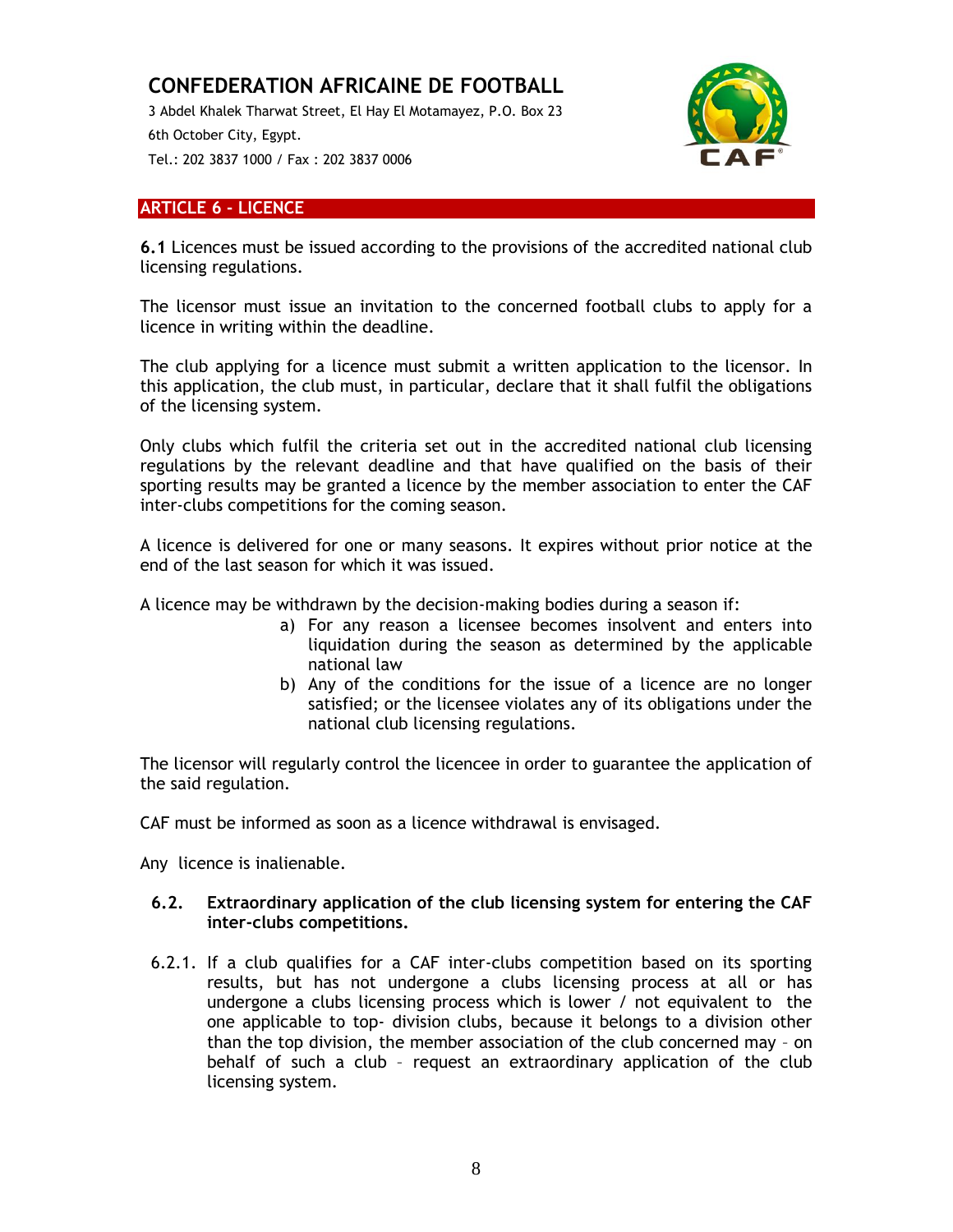# CONFEDERATION AFRICAINE DE FOOTBALL

3 Abdel Khalek Tharwat Street, El Hay El Motamayez, P.O. Box 23
6th October City, Egypt.
Tel.: 202 3837 1000 / Fax : 202 3837 0006

## ARTICLE 6 - LICENCE

**6.1** Licences must be issued according to the provisions of the accredited national club licensing regulations.

The licensor must issue an invitation to the concerned football clubs to apply for a licence in writing within the deadline.

The club applying for a licence must submit a written application to the licensor. In this application, the club must, in particular, declare that it shall fulfil the obligations of the licensing system.

Only clubs which fulfil the criteria set out in the accredited national club licensing regulations by the relevant deadline and that have qualified on the basis of their sporting results may be granted a licence by the member association to enter the CAF inter-clubs competitions for the coming season.

A licence is delivered for one or many seasons. It expires without prior notice at the end of the last season for which it was issued.

A licence may be withdrawn by the decision-making bodies during a season if:

a) For any reason a licensee becomes insolvent and enters into liquidation during the season as determined by the applicable national law
b) Any of the conditions for the issue of a licence are no longer satisfied; or the licensee violates any of its obligations under the national club licensing regulations.

The licensor will regularly control the licencee in order to guarantee the application of the said regulation.

CAF must be informed as soon as a licence withdrawal is envisaged.

Any licence is inalienable.

### 6.2. Extraordinary application of the club licensing system for entering the CAF inter-clubs competitions.

6.2.1. If a club qualifies for a CAF inter-clubs competition based on its sporting results, but has not undergone a clubs licensing process at all or has undergone a clubs licensing process which is lower / not equivalent to the one applicable to top- division clubs, because it belongs to a division other than the top division, the member association of the club concerned may – on behalf of such a club – request an extraordinary application of the club licensing system.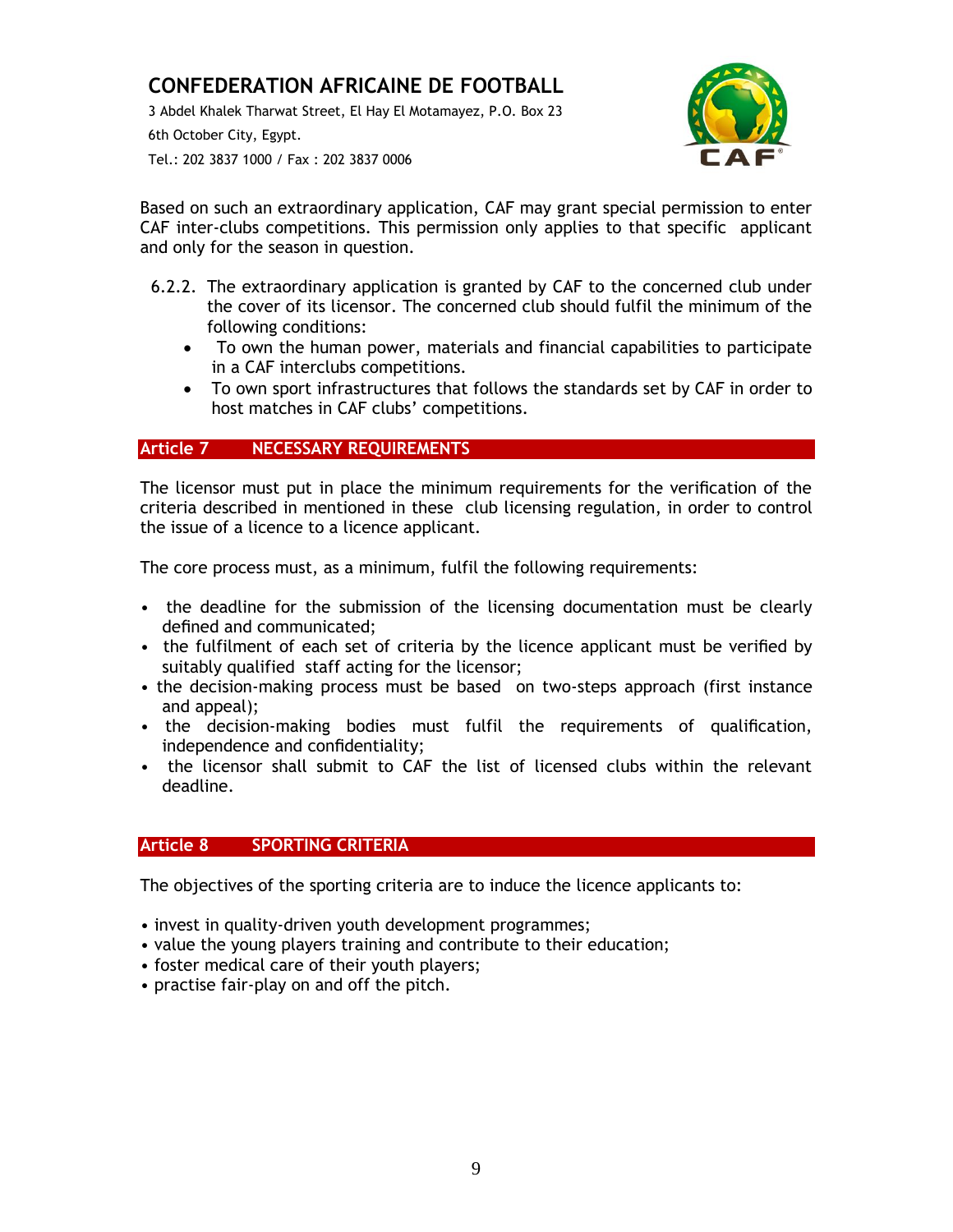Based on such an extraordinary application, CAF may grant special permission to enter CAF inter-clubs competitions. This permission only applies to that specific applicant and only for the season in question.

6.2.2. The extraordinary application is granted by CAF to the concerned club under the cover of its licensor. The concerned club should fulfil the minimum of the following conditions:

- To own the human power, materials and financial capabilities to participate in a CAF interclubs competitions.
- To own sport infrastructures that follows the standards set by CAF in order to host matches in CAF clubs' competitions.

## Article 7 NECESSARY REQUIREMENTS

The licensor must put in place the minimum requirements for the verification of the criteria described in mentioned in these club licensing regulation, in order to control the issue of a licence to a licence applicant.

The core process must, as a minimum, fulfil the following requirements:

- the deadline for the submission of the licensing documentation must be clearly defined and communicated;
- the fulfilment of each set of criteria by the licence applicant must be verified by suitably qualified staff acting for the licensor;
- the decision-making process must be based on two-steps approach (first instance and appeal);
- the decision-making bodies must fulfil the requirements of qualification, independence and confidentiality;
- the licensor shall submit to CAF the list of licensed clubs within the relevant deadline.

## Article 8 SPORTING CRITERIA

The objectives of the sporting criteria are to induce the licence applicants to:

- invest in quality-driven youth development programmes;
- value the young players training and contribute to their education;
- foster medical care of their youth players;
- practise fair-play on and off the pitch.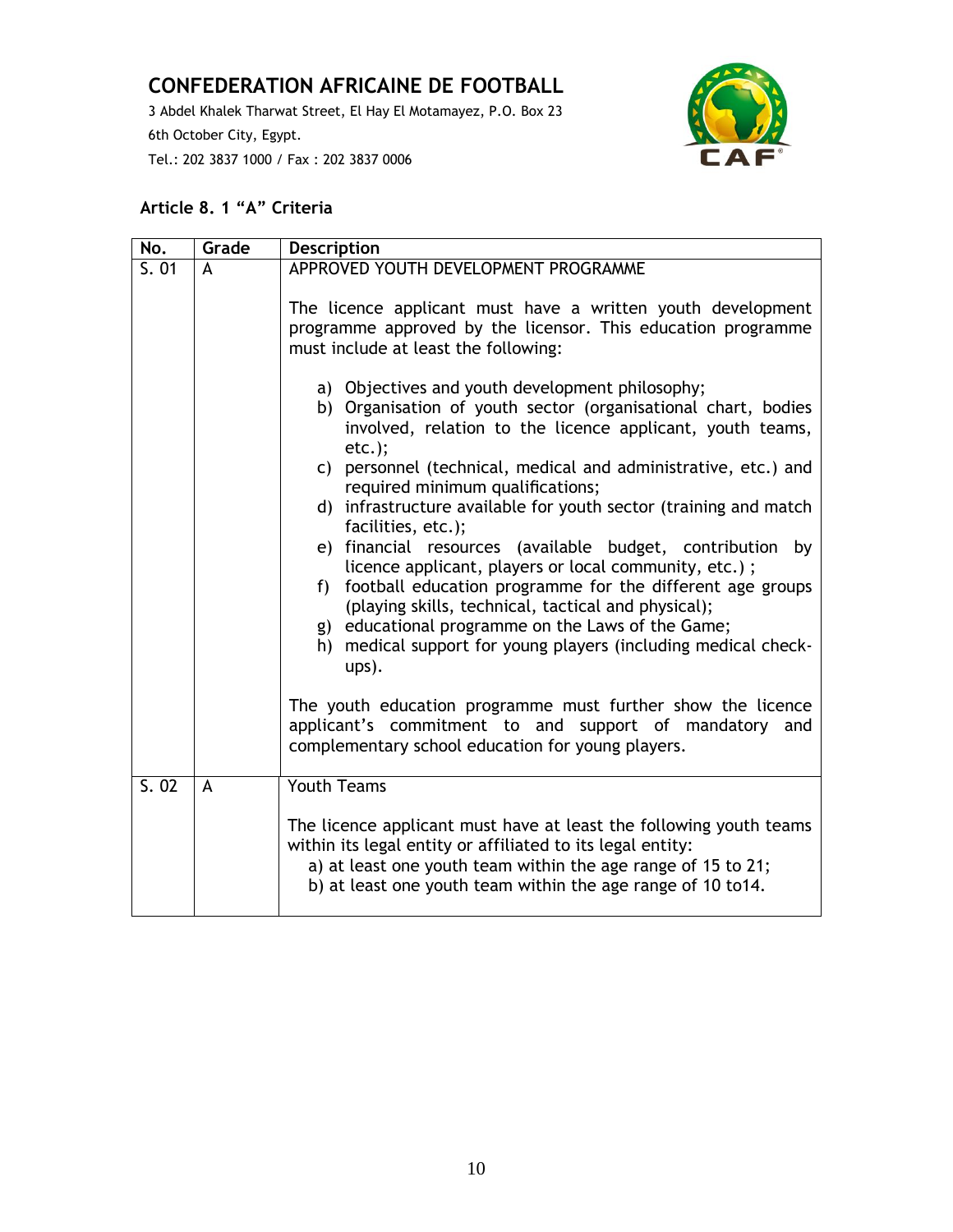# CONFEDERATION AFRICAINE DE FOOTBALL

3 Abdel Khalek Tharwat Street, El Hay El Motamayez, P.O. Box 23
6th October City, Egypt.
Tel.: 202 3837 1000 / Fax : 202 3837 0006

## Article 8. 1 "A" Criteria

| No. | Grade | Description |
|---|---|---|
| S. 01 | A | APPROVED YOUTH DEVELOPMENT PROGRAMME<br><br>The licence applicant must have a written youth development programme approved by the licensor. This education programme must include at least the following:<br><br>a) Objectives and youth development philosophy;<br>b) Organisation of youth sector (organisational chart, bodies involved, relation to the licence applicant, youth teams, etc.);<br>c) personnel (technical, medical and administrative, etc.) and required minimum qualifications;<br>d) infrastructure available for youth sector (training and match facilities, etc.);<br>e) financial resources (available budget, contribution by licence applicant, players or local community, etc.) ;<br>f) football education programme for the different age groups (playing skills, technical, tactical and physical);<br>g) educational programme on the Laws of the Game;<br>h) medical support for young players (including medical check-ups).<br><br>The youth education programme must further show the licence applicant's commitment to and support of mandatory and complementary school education for young players. |
| S. 02 | A | Youth Teams<br><br>The licence applicant must have at least the following youth teams within its legal entity or affiliated to its legal entity:<br>a) at least one youth team within the age range of 15 to 21;<br>b) at least one youth team within the age range of 10 to14. |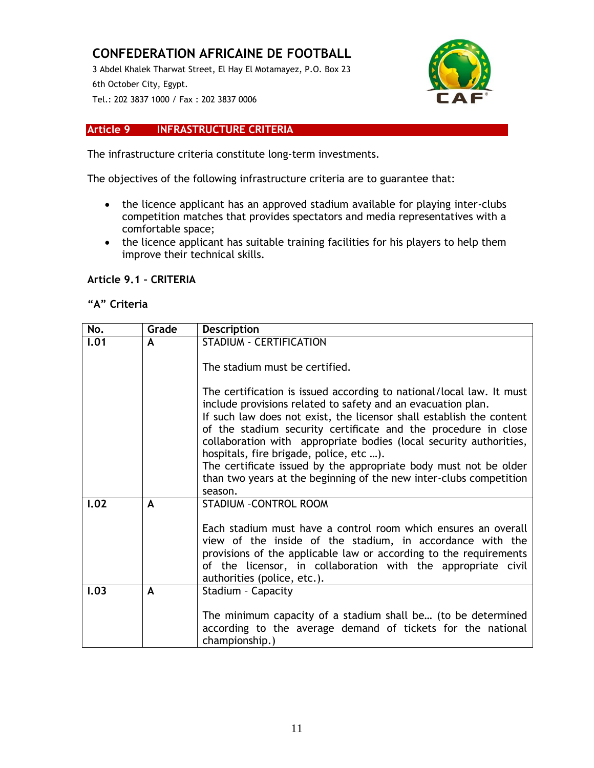# CONFEDERATION AFRICAINE DE FOOTBALL

3 Abdel Khalek Tharwat Street, El Hay El Motamayez, P.O. Box 23

6th October City, Egypt.

Tel.: 202 3837 1000 / Fax : 202 3837 0006

## Article 9 INFRASTRUCTURE CRITERIA

The infrastructure criteria constitute long-term investments.

The objectives of the following infrastructure criteria are to guarantee that:

- the licence applicant has an approved stadium available for playing inter-clubs competition matches that provides spectators and media representatives with a comfortable space;
- the licence applicant has suitable training facilities for his players to help them improve their technical skills.

### Article 9.1 – CRITERIA

**"A" Criteria**

| No. | Grade | Description |
|---|---|---|
| **I.01** | **A** | STADIUM - CERTIFICATION<br><br>The stadium must be certified.<br><br>The certification is issued according to national/local law. It must include provisions related to safety and an evacuation plan.<br>If such law does not exist, the licensor shall establish the content of the stadium security certificate and the procedure in close collaboration with appropriate bodies (local security authorities, hospitals, fire brigade, police, etc …).<br>The certificate issued by the appropriate body must not be older than two years at the beginning of the new inter-clubs competition season. |
| **I.02** | **A** | STADIUM –CONTROL ROOM<br><br>Each stadium must have a control room which ensures an overall view of the inside of the stadium, in accordance with the provisions of the applicable law or according to the requirements of the licensor, in collaboration with the appropriate civil authorities (police, etc.). |
| **I.03** | **A** | Stadium – Capacity<br><br>The minimum capacity of a stadium shall be… (to be determined according to the average demand of tickets for the national championship.) |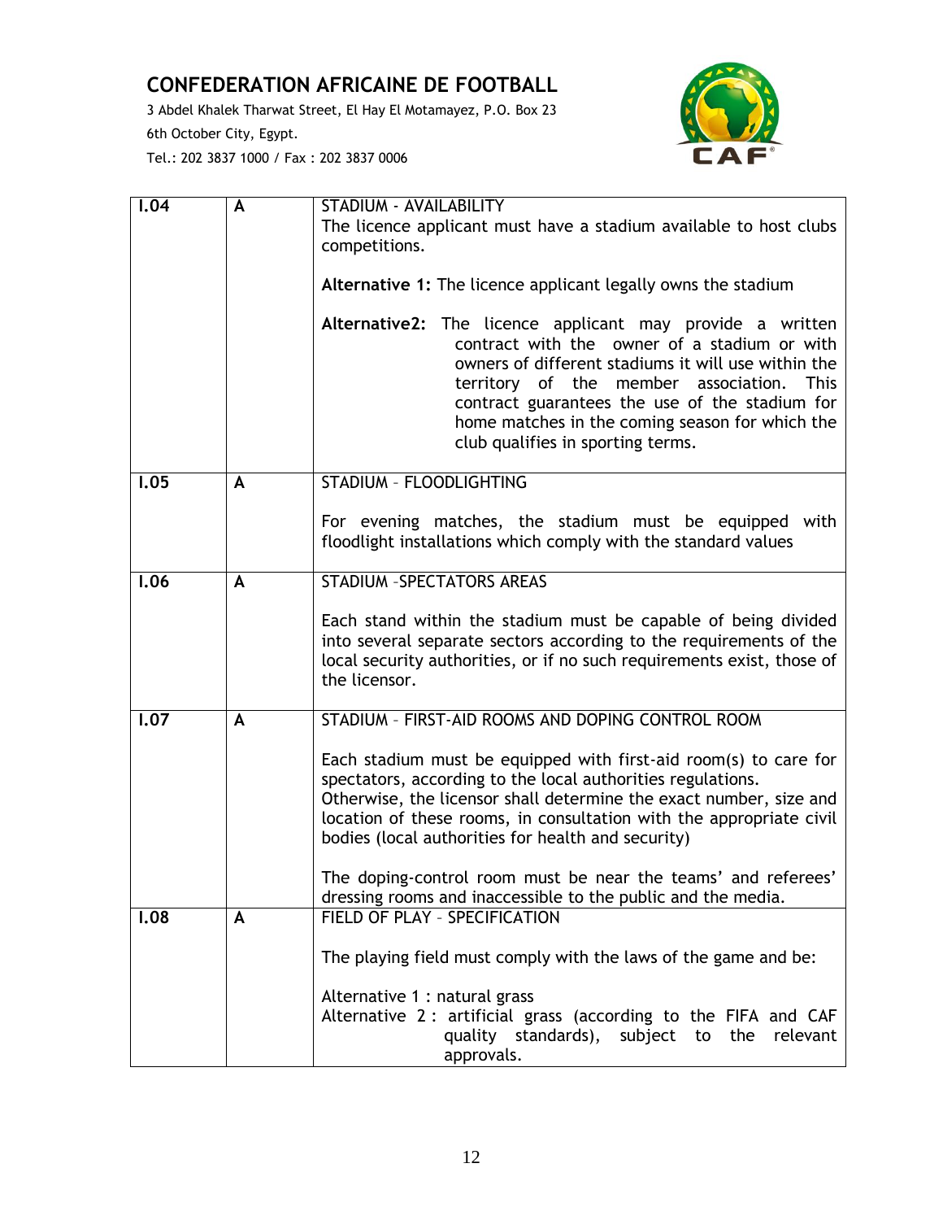| | | |
|---|---|---|
| I.04 | A | STADIUM - AVAILABILITY<br>The licence applicant must have a stadium available to host clubs competitions.<br><br>**Alternative 1:** The licence applicant legally owns the stadium<br><br>**Alternative2:** The licence applicant may provide a written contract with the owner of a stadium or with owners of different stadiums it will use within the territory of the member association. This contract guarantees the use of the stadium for home matches in the coming season for which the club qualifies in sporting terms. |
| I.05 | A | STADIUM – FLOODLIGHTING<br><br>For evening matches, the stadium must be equipped with floodlight installations which comply with the standard values |
| I.06 | A | STADIUM –SPECTATORS AREAS<br><br>Each stand within the stadium must be capable of being divided into several separate sectors according to the requirements of the local security authorities, or if no such requirements exist, those of the licensor. |
| I.07 | A | STADIUM – FIRST-AID ROOMS AND DOPING CONTROL ROOM<br><br>Each stadium must be equipped with first-aid room(s) to care for spectators, according to the local authorities regulations.<br>Otherwise, the licensor shall determine the exact number, size and location of these rooms, in consultation with the appropriate civil bodies (local authorities for health and security)<br><br>The doping-control room must be near the teams' and referees' dressing rooms and inaccessible to the public and the media. |
| I.08 | A | FIELD OF PLAY – SPECIFICATION<br><br>The playing field must comply with the laws of the game and be:<br><br>Alternative 1 : natural grass<br>Alternative 2 : artificial grass (according to the FIFA and CAF quality standards), subject to the relevant approvals. |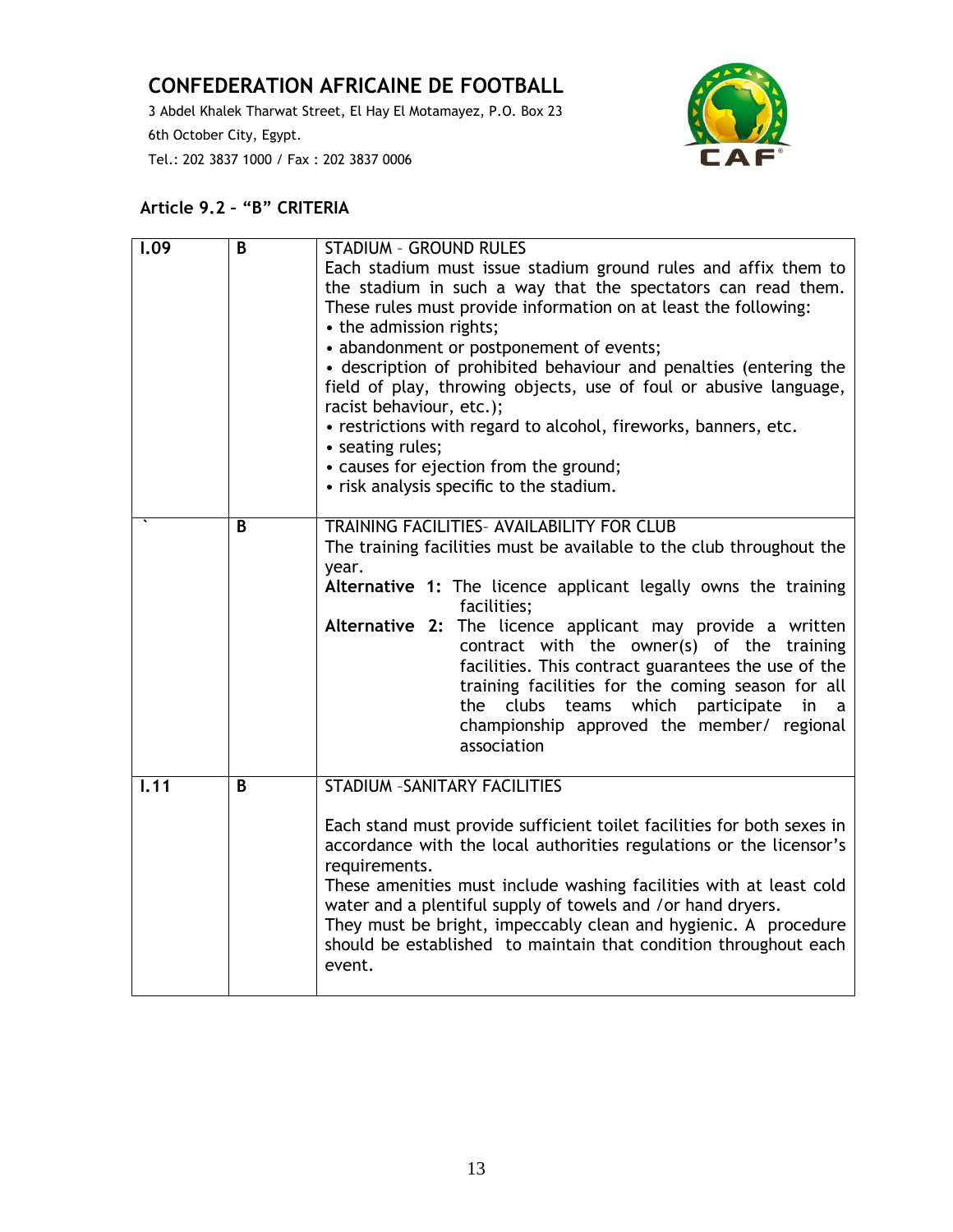**CONFEDERATION AFRICAINE DE FOOTBALL**

3 Abdel Khalek Tharwat Street, El Hay El Motamayez, P.O. Box 23

6th October City, Egypt.

Tel.: 202 3837 1000 / Fax : 202 3837 0006

### Article 9.2 – "B" CRITERIA

| | | |
|---|---|---|
| **I.09** | **B** | STADIUM – GROUND RULES<br>Each stadium must issue stadium ground rules and affix them to the stadium in such a way that the spectators can read them. These rules must provide information on at least the following:<br>• the admission rights;<br>• abandonment or postponement of events;<br>• description of prohibited behaviour and penalties (entering the field of play, throwing objects, use of foul or abusive language, racist behaviour, etc.);<br>• restrictions with regard to alcohol, fireworks, banners, etc.<br>• seating rules;<br>• causes for ejection from the ground;<br>• risk analysis specific to the stadium. |
| ` | **B** | TRAINING FACILITIES– AVAILABILITY FOR CLUB<br>The training facilities must be available to the club throughout the year.<br>**Alternative 1:** The licence applicant legally owns the training facilities;<br>**Alternative 2:** The licence applicant may provide a written contract with the owner(s) of the training facilities. This contract guarantees the use of the training facilities for the coming season for all the clubs teams which participate in a championship approved the member/ regional association |
| **I.11** | **B** | STADIUM –SANITARY FACILITIES<br><br>Each stand must provide sufficient toilet facilities for both sexes in accordance with the local authorities regulations or the licensor's requirements.<br>These amenities must include washing facilities with at least cold water and a plentiful supply of towels and /or hand dryers.<br>They must be bright, impeccably clean and hygienic. A procedure should be established to maintain that condition throughout each event. |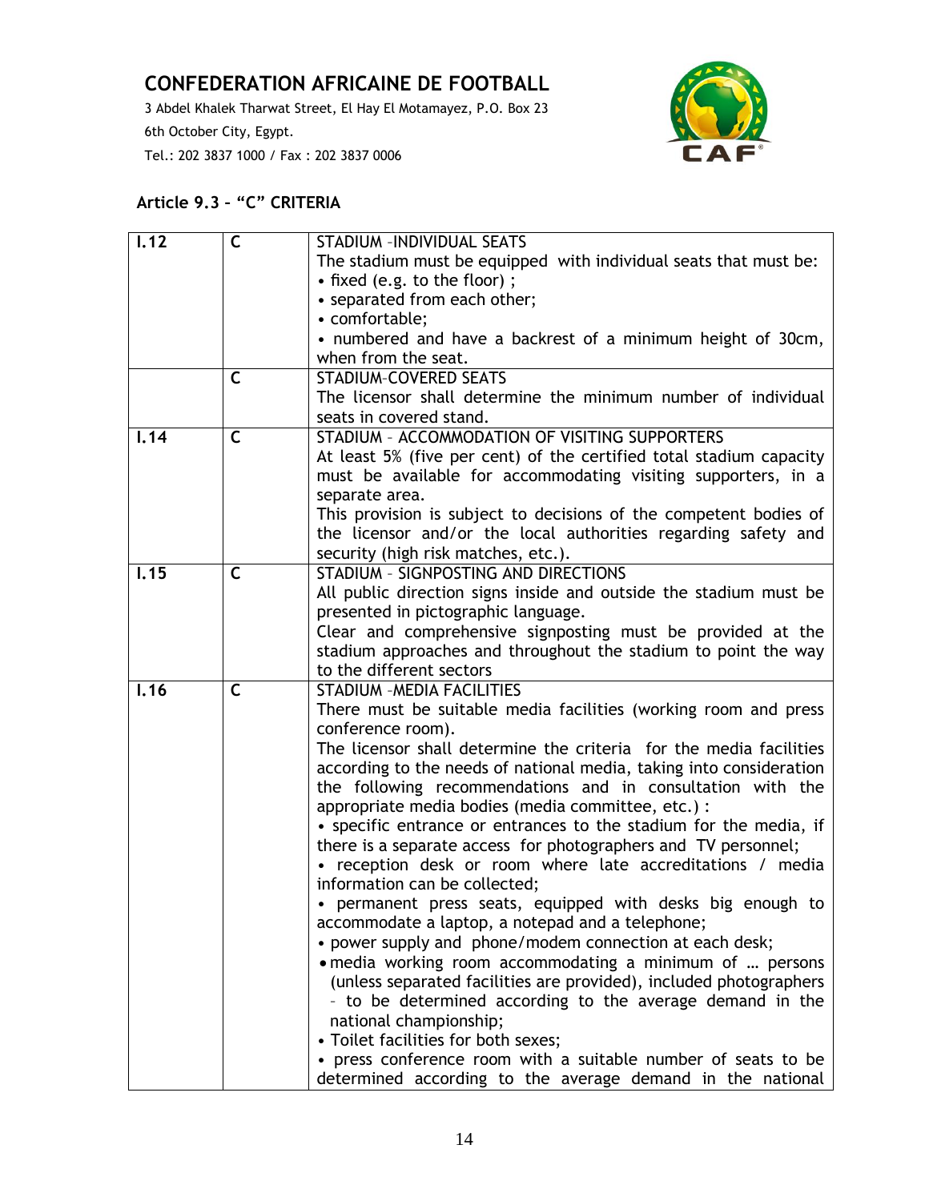# CONFEDERATION AFRICAINE DE FOOTBALL

3 Abdel Khalek Tharwat Street, El Hay El Motamayez, P.O. Box 23
6th October City, Egypt.
Tel.: 202 3837 1000 / Fax : 202 3837 0006

### Article 9.3 – "C" CRITERIA

| | | |
|---|---|---|
| **I.12** | **C** | STADIUM –INDIVIDUAL SEATS<br>The stadium must be equipped with individual seats that must be:<br>• fixed (e.g. to the floor) ;<br>• separated from each other;<br>• comfortable;<br>• numbered and have a backrest of a minimum height of 30cm, when from the seat. |
| | **C** | STADIUM–COVERED SEATS<br>The licensor shall determine the minimum number of individual seats in covered stand. |
| **I.14** | **C** | STADIUM – ACCOMMODATION OF VISITING SUPPORTERS<br>At least 5% (five per cent) of the certified total stadium capacity must be available for accommodating visiting supporters, in a separate area.<br>This provision is subject to decisions of the competent bodies of the licensor and/or the local authorities regarding safety and security (high risk matches, etc.). |
| **I.15** | **C** | STADIUM – SIGNPOSTING AND DIRECTIONS<br>All public direction signs inside and outside the stadium must be presented in pictographic language.<br>Clear and comprehensive signposting must be provided at the stadium approaches and throughout the stadium to point the way to the different sectors |
| **I.16** | **C** | STADIUM –MEDIA FACILITIES<br>There must be suitable media facilities (working room and press conference room).<br>The licensor shall determine the criteria for the media facilities according to the needs of national media, taking into consideration the following recommendations and in consultation with the appropriate media bodies (media committee, etc.) :<br>• specific entrance or entrances to the stadium for the media, if there is a separate access for photographers and TV personnel;<br>• reception desk or room where late accreditations / media information can be collected;<br>• permanent press seats, equipped with desks big enough to accommodate a laptop, a notepad and a telephone;<br>• power supply and phone/modem connection at each desk;<br>• media working room accommodating a minimum of … persons (unless separated facilities are provided), included photographers – to be determined according to the average demand in the national championship;<br>• Toilet facilities for both sexes;<br>• press conference room with a suitable number of seats to be determined according to the average demand in the national |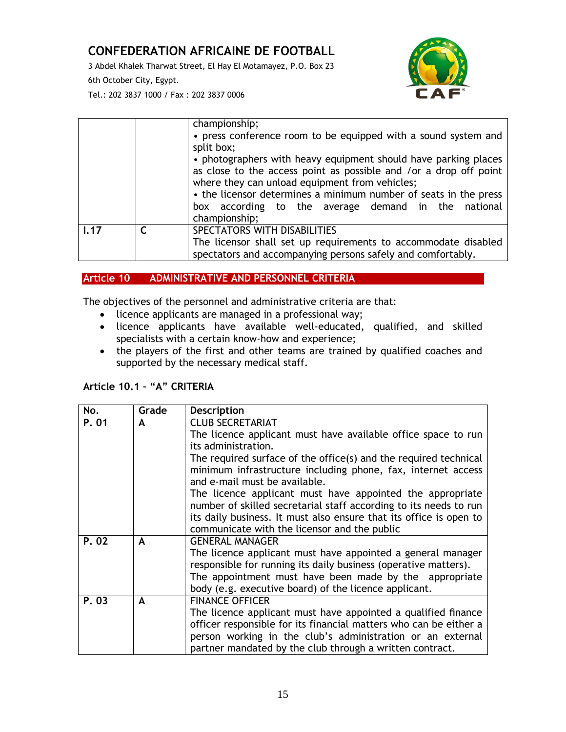| | | |
|---|---|---|
| | | championship;<br>• press conference room to be equipped with a sound system and split box;<br>• photographers with heavy equipment should have parking places as close to the access point as possible and /or a drop off point where they can unload equipment from vehicles;<br>• the licensor determines a minimum number of seats in the press box according to the average demand in the national championship; |
| **I.17** | **C** | SPECTATORS WITH DISABILITIES<br>The licensor shall set up requirements to accommodate disabled spectators and accompanying persons safely and comfortably. |

## Article 10 ADMINISTRATIVE AND PERSONNEL CRITERIA

The objectives of the personnel and administrative criteria are that:

- licence applicants are managed in a professional way;
- licence applicants have available well-educated, qualified, and skilled specialists with a certain know-how and experience;
- the players of the first and other teams are trained by qualified coaches and supported by the necessary medical staff.

### Article 10.1 – "A" CRITERIA

| No. | Grade | Description |
|---|---|---|
| **P. 01** | **A** | CLUB SECRETARIAT<br>The licence applicant must have available office space to run its administration.<br>The required surface of the office(s) and the required technical minimum infrastructure including phone, fax, internet access and e-mail must be available.<br>The licence applicant must have appointed the appropriate number of skilled secretarial staff according to its needs to run its daily business. It must also ensure that its office is open to communicate with the licensor and the public |
| **P. 02** | **A** | GENERAL MANAGER<br>The licence applicant must have appointed a general manager responsible for running its daily business (operative matters). The appointment must have been made by the appropriate body (e.g. executive board) of the licence applicant. |
| **P. 03** | **A** | FINANCE OFFICER<br>The licence applicant must have appointed a qualified finance officer responsible for its financial matters who can be either a person working in the club's administration or an external partner mandated by the club through a written contract. |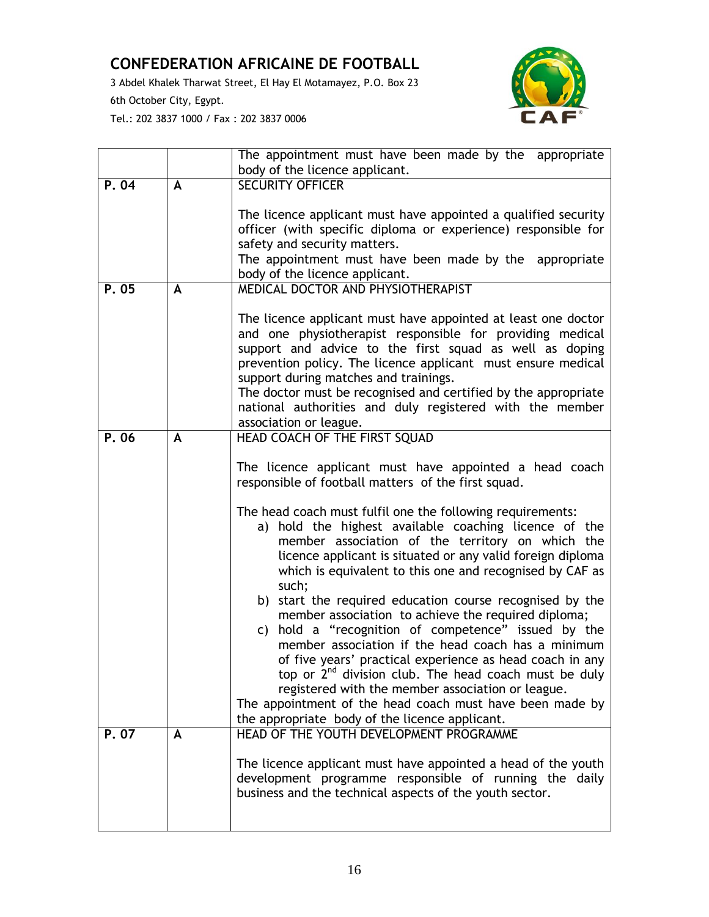**CONFEDERATION AFRICAINE DE FOOTBALL**

3 Abdel Khalek Tharwat Street, El Hay El Motamayez, P.O. Box 23

6th October City, Egypt.

Tel.: 202 3837 1000 / Fax : 202 3837 0006

| | | |
|---|---|---|
| | | The appointment must have been made by the appropriate body of the licence applicant. |
| **P. 04** | **A** | SECURITY OFFICER<br><br>The licence applicant must have appointed a qualified security officer (with specific diploma or experience) responsible for safety and security matters.<br>The appointment must have been made by the appropriate body of the licence applicant. |
| **P. 05** | **A** | MEDICAL DOCTOR AND PHYSIOTHERAPIST<br><br>The licence applicant must have appointed at least one doctor and one physiotherapist responsible for providing medical support and advice to the first squad as well as doping prevention policy. The licence applicant must ensure medical support during matches and trainings.<br>The doctor must be recognised and certified by the appropriate national authorities and duly registered with the member association or league. |
| **P. 06** | **A** | HEAD COACH OF THE FIRST SQUAD<br><br>The licence applicant must have appointed a head coach responsible of football matters of the first squad.<br><br>The head coach must fulfil one the following requirements:<br>a) hold the highest available coaching licence of the member association of the territory on which the licence applicant is situated or any valid foreign diploma which is equivalent to this one and recognised by CAF as such;<br>b) start the required education course recognised by the member association to achieve the required diploma;<br>c) hold a "recognition of competence" issued by the member association if the head coach has a minimum of five years' practical experience as head coach in any top or 2nd division club. The head coach must be duly registered with the member association or league.<br>The appointment of the head coach must have been made by the appropriate body of the licence applicant. |
| **P. 07** | **A** | HEAD OF THE YOUTH DEVELOPMENT PROGRAMME<br><br>The licence applicant must have appointed a head of the youth development programme responsible of running the daily business and the technical aspects of the youth sector. |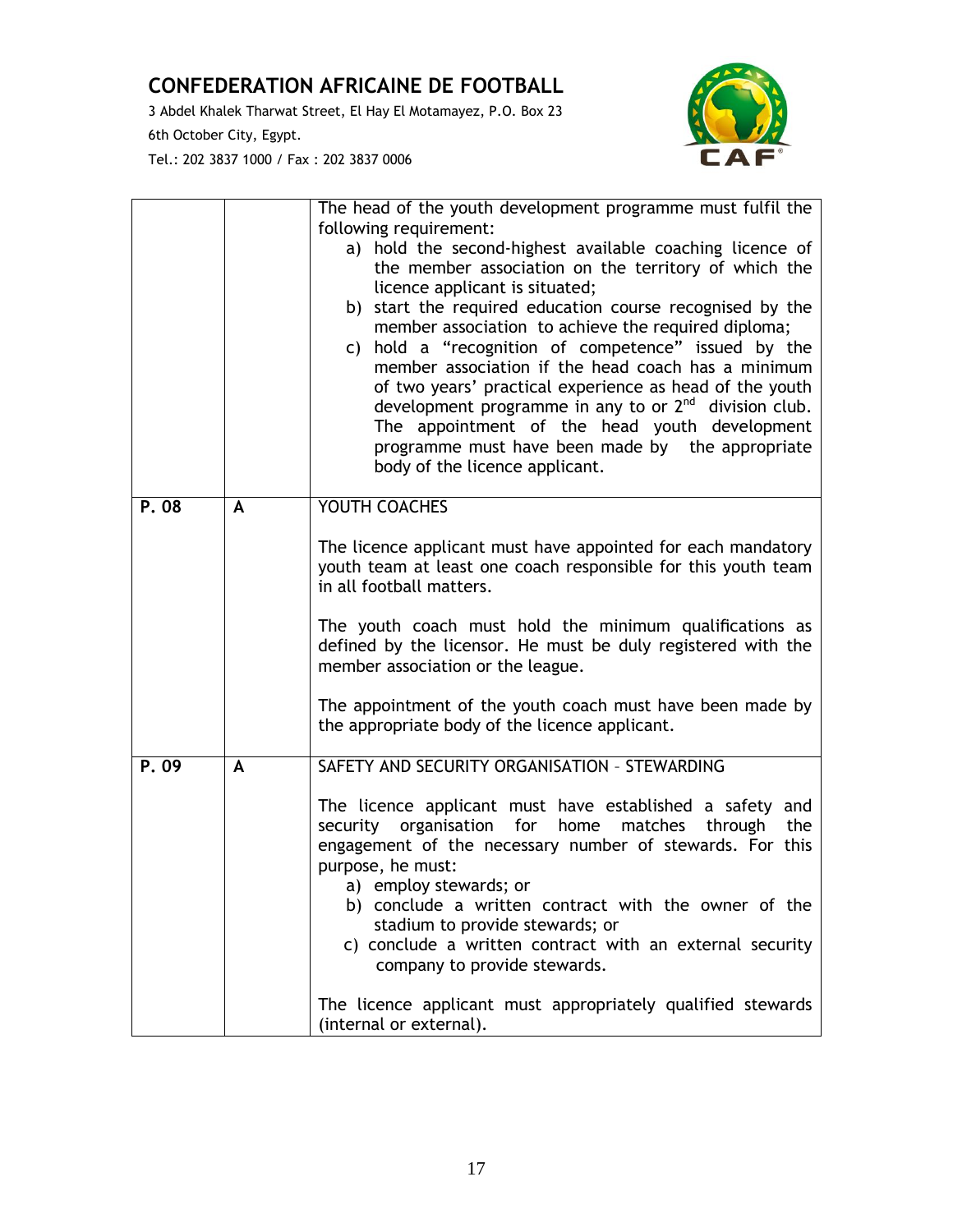| | | |
|---|---|---|
| | | The head of the youth development programme must fulfil the following requirement:<br>a) hold the second-highest available coaching licence of the member association on the territory of which the licence applicant is situated;<br>b) start the required education course recognised by the member association to achieve the required diploma;<br>c) hold a "recognition of competence" issued by the member association if the head coach has a minimum of two years' practical experience as head of the youth development programme in any to or 2nd division club. The appointment of the head youth development programme must have been made by the appropriate body of the licence applicant. |
| **P. 08** | **A** | YOUTH COACHES<br><br>The licence applicant must have appointed for each mandatory youth team at least one coach responsible for this youth team in all football matters.<br><br>The youth coach must hold the minimum qualifications as defined by the licensor. He must be duly registered with the member association or the league.<br><br>The appointment of the youth coach must have been made by the appropriate body of the licence applicant. |
| **P. 09** | **A** | SAFETY AND SECURITY ORGANISATION – STEWARDING<br><br>The licence applicant must have established a safety and security organisation for home matches through the engagement of the necessary number of stewards. For this purpose, he must:<br>a) employ stewards; or<br>b) conclude a written contract with the owner of the stadium to provide stewards; or<br>c) conclude a written contract with an external security company to provide stewards.<br><br>The licence applicant must appropriately qualified stewards (internal or external). |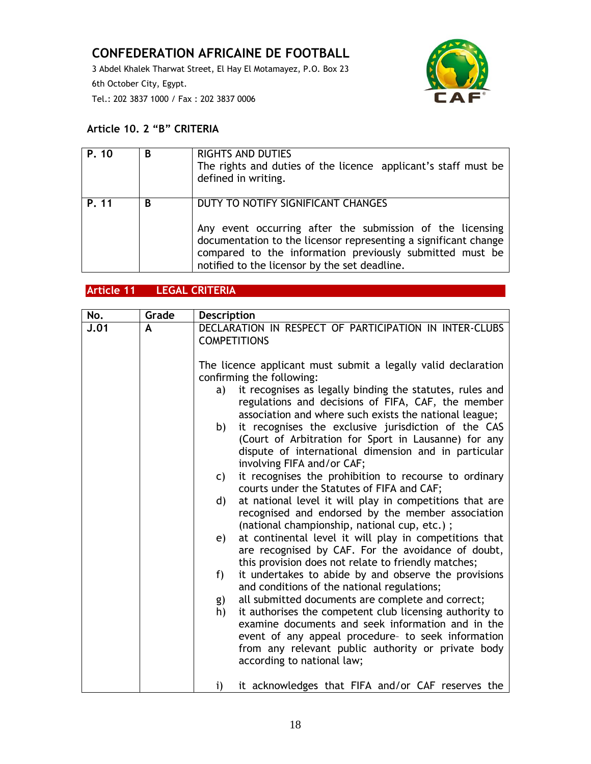## CONFEDERATION AFRICAINE DE FOOTBALL

3 Abdel Khalek Tharwat Street, El Hay El Motamayez, P.O. Box 23

6th October City, Egypt.

Tel.: 202 3837 1000 / Fax : 202 3837 0006

### Article 10. 2 "B" CRITERIA

| | | |
|---|---|---|
| P. 10 | B | RIGHTS AND DUTIES<br>The rights and duties of the licence applicant's staff must be defined in writing. |
| P. 11 | B | DUTY TO NOTIFY SIGNIFICANT CHANGES<br><br>Any event occurring after the submission of the licensing documentation to the licensor representing a significant change compared to the information previously submitted must be notified to the licensor by the set deadline. |

## Article 11 LEGAL CRITERIA

| No. | Grade | Description |
|---|---|---|
| J.01 | A | DECLARATION IN RESPECT OF PARTICIPATION IN INTER-CLUBS COMPETITIONS<br><br>The licence applicant must submit a legally valid declaration confirming the following:<br>a) it recognises as legally binding the statutes, rules and regulations and decisions of FIFA, CAF, the member association and where such exists the national league;<br>b) it recognises the exclusive jurisdiction of the CAS (Court of Arbitration for Sport in Lausanne) for any dispute of international dimension and in particular involving FIFA and/or CAF;<br>c) it recognises the prohibition to recourse to ordinary courts under the Statutes of FIFA and CAF;<br>d) at national level it will play in competitions that are recognised and endorsed by the member association (national championship, national cup, etc.) ;<br>e) at continental level it will play in competitions that are recognised by CAF. For the avoidance of doubt, this provision does not relate to friendly matches;<br>f) it undertakes to abide by and observe the provisions and conditions of the national regulations;<br>g) all submitted documents are complete and correct;<br>h) it authorises the competent club licensing authority to examine documents and seek information and in the event of any appeal procedure– to seek information from any relevant public authority or private body according to national law;<br><br>i) it acknowledges that FIFA and/or CAF reserves the |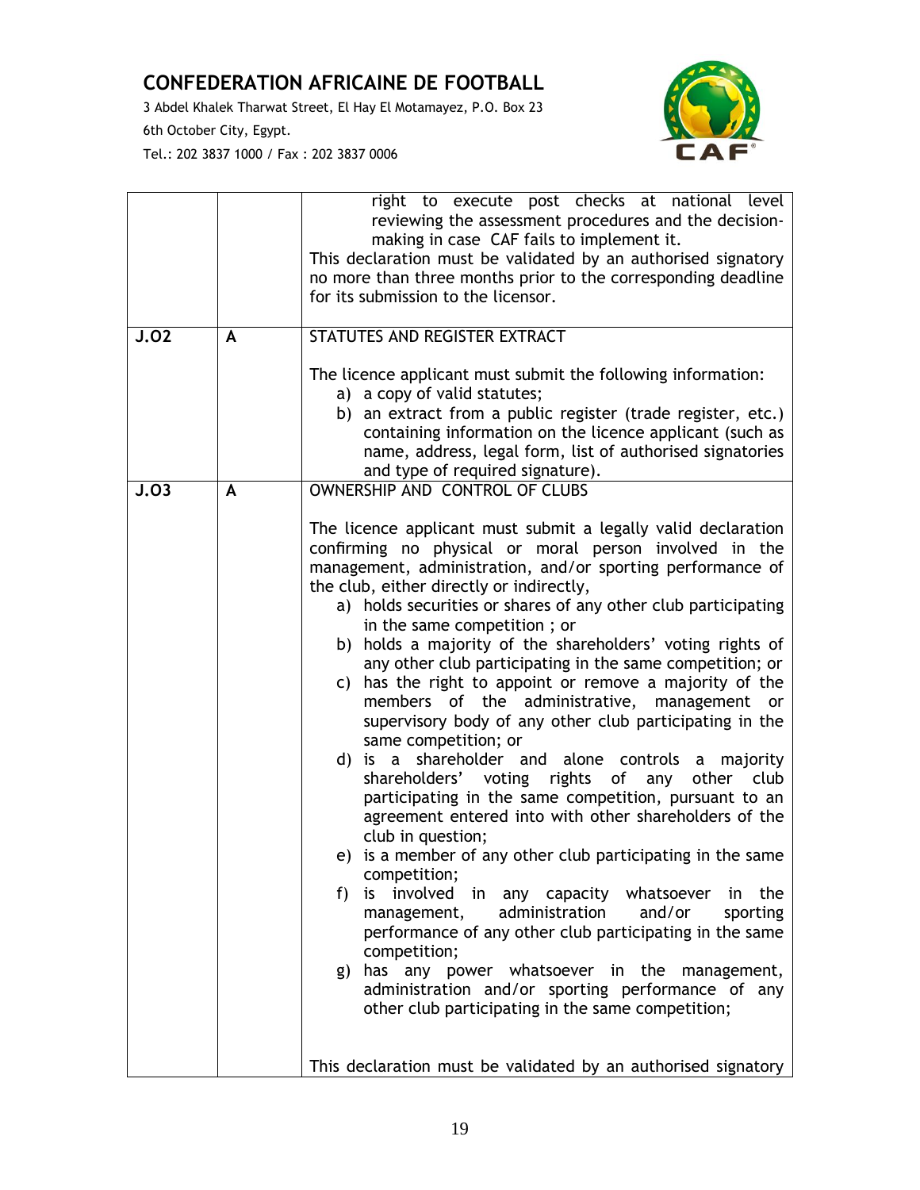| | | |
|---|---|---|
| | | right to execute post checks at national level reviewing the assessment procedures and the decision-making in case CAF fails to implement it.<br>This declaration must be validated by an authorised signatory no more than three months prior to the corresponding deadline for its submission to the licensor. |
| J.02 | A | STATUTES AND REGISTER EXTRACT<br><br>The licence applicant must submit the following information:<br>a) a copy of valid statutes;<br>b) an extract from a public register (trade register, etc.) containing information on the licence applicant (such as name, address, legal form, list of authorised signatories and type of required signature). |
| J.03 | A | OWNERSHIP AND CONTROL OF CLUBS<br><br>The licence applicant must submit a legally valid declaration confirming no physical or moral person involved in the management, administration, and/or sporting performance of the club, either directly or indirectly,<br>a) holds securities or shares of any other club participating in the same competition ; or<br>b) holds a majority of the shareholders' voting rights of any other club participating in the same competition; or<br>c) has the right to appoint or remove a majority of the members of the administrative, management or supervisory body of any other club participating in the same competition; or<br>d) is a shareholder and alone controls a majority shareholders' voting rights of any other club participating in the same competition, pursuant to an agreement entered into with other shareholders of the club in question;<br>e) is a member of any other club participating in the same competition;<br>f) is involved in any capacity whatsoever in the management, administration and/or sporting performance of any other club participating in the same competition;<br>g) has any power whatsoever in the management, administration and/or sporting performance of any other club participating in the same competition;<br><br>This declaration must be validated by an authorised signatory |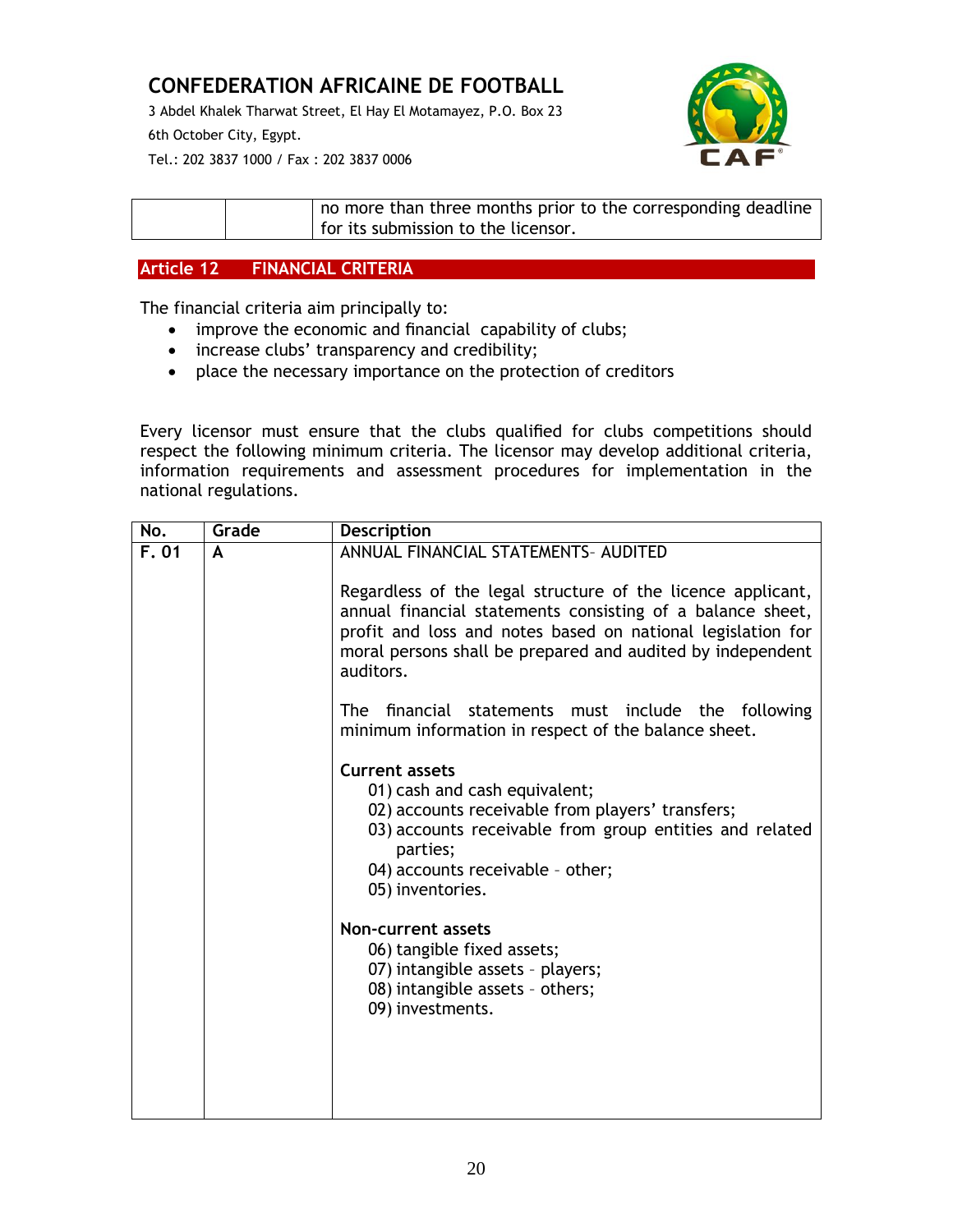| | | no more than three months prior to the corresponding deadline for its submission to the licensor. |
|---|---|---|

## Article 12 FINANCIAL CRITERIA

The financial criteria aim principally to:

- improve the economic and financial capability of clubs;
- increase clubs' transparency and credibility;
- place the necessary importance on the protection of creditors

Every licensor must ensure that the clubs qualified for clubs competitions should respect the following minimum criteria. The licensor may develop additional criteria, information requirements and assessment procedures for implementation in the national regulations.

| No. | Grade | Description |
|---|---|---|
| F. 01 | A | ANNUAL FINANCIAL STATEMENTS– AUDITED<br><br>Regardless of the legal structure of the licence applicant, annual financial statements consisting of a balance sheet, profit and loss and notes based on national legislation for moral persons shall be prepared and audited by independent auditors.<br><br>The financial statements must include the following minimum information in respect of the balance sheet.<br><br>**Current assets**<br>01) cash and cash equivalent;<br>02) accounts receivable from players' transfers;<br>03) accounts receivable from group entities and related parties;<br>04) accounts receivable – other;<br>05) inventories.<br><br>**Non-current assets**<br>06) tangible fixed assets;<br>07) intangible assets – players;<br>08) intangible assets – others;<br>09) investments. |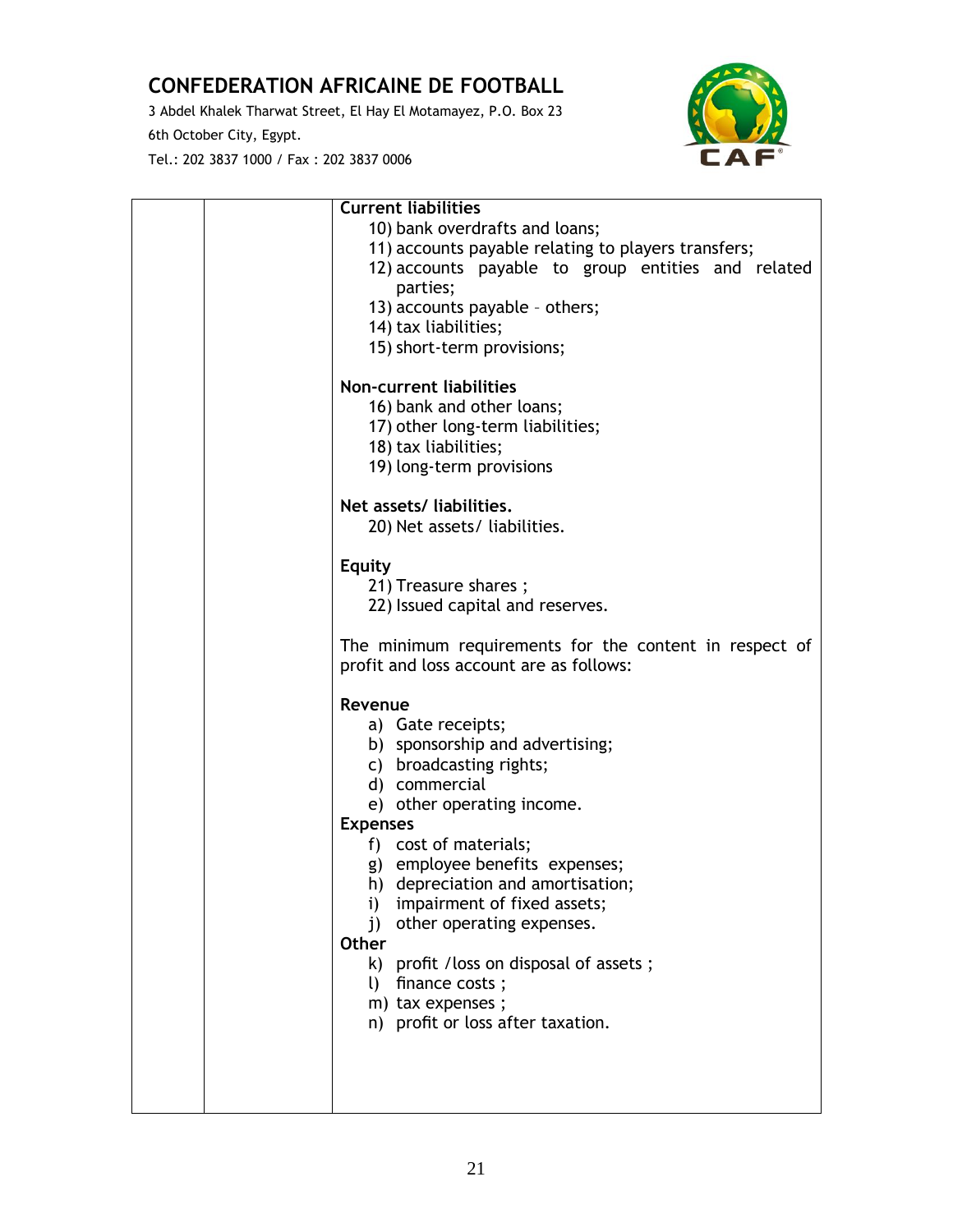**CONFEDERATION AFRICAINE DE FOOTBALL**

3 Abdel Khalek Tharwat Street, El Hay El Motamayez, P.O. Box 23

6th October City, Egypt.

Tel.: 202 3837 1000 / Fax : 202 3837 0006

| | | |
|---|---|---|
| | | **Current liabilities**<br>10) bank overdrafts and loans;<br>11) accounts payable relating to players transfers;<br>12) accounts payable to group entities and related parties;<br>13) accounts payable – others;<br>14) tax liabilities;<br>15) short-term provisions;<br><br>**Non-current liabilities**<br>16) bank and other loans;<br>17) other long-term liabilities;<br>18) tax liabilities;<br>19) long-term provisions<br><br>**Net assets/ liabilities.**<br>20) Net assets/ liabilities.<br><br>**Equity**<br>21) Treasure shares ;<br>22) Issued capital and reserves.<br><br>The minimum requirements for the content in respect of profit and loss account are as follows:<br><br>**Revenue**<br>a) Gate receipts;<br>b) sponsorship and advertising;<br>c) broadcasting rights;<br>d) commercial<br>e) other operating income.<br>**Expenses**<br>f) cost of materials;<br>g) employee benefits expenses;<br>h) depreciation and amortisation;<br>i) impairment of fixed assets;<br>j) other operating expenses.<br>**Other**<br>k) profit /loss on disposal of assets ;<br>l) finance costs ;<br>m) tax expenses ;<br>n) profit or loss after taxation. |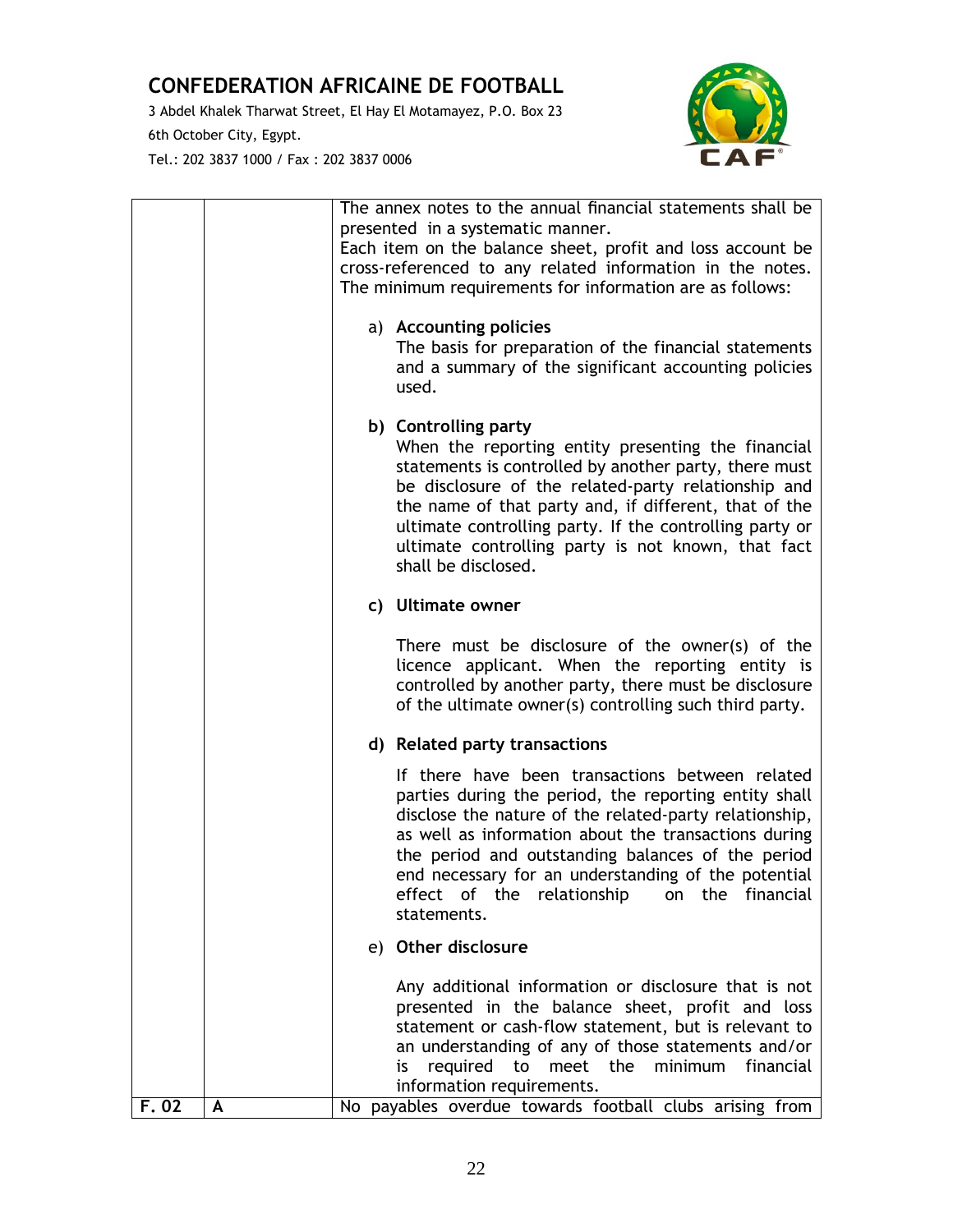| | | |
|---|---|---|
| | | The annex notes to the annual financial statements shall be presented in a systematic manner.<br>Each item on the balance sheet, profit and loss account be cross-referenced to any related information in the notes. The minimum requirements for information are as follows:<br><br>a) **Accounting policies**<br>The basis for preparation of the financial statements and a summary of the significant accounting policies used.<br><br>b) **Controlling party**<br>When the reporting entity presenting the financial statements is controlled by another party, there must be disclosure of the related-party relationship and the name of that party and, if different, that of the ultimate controlling party. If the controlling party or ultimate controlling party is not known, that fact shall be disclosed.<br><br>c) **Ultimate owner**<br>There must be disclosure of the owner(s) of the licence applicant. When the reporting entity is controlled by another party, there must be disclosure of the ultimate owner(s) controlling such third party.<br><br>d) **Related party transactions**<br>If there have been transactions between related parties during the period, the reporting entity shall disclose the nature of the related-party relationship, as well as information about the transactions during the period and outstanding balances of the period end necessary for an understanding of the potential effect of the relationship on the financial statements.<br><br>e) **Other disclosure**<br>Any additional information or disclosure that is not presented in the balance sheet, profit and loss statement or cash-flow statement, but is relevant to an understanding of any of those statements and/or is required to meet the minimum financial information requirements. |
| **F. 02** | **A** | No payables overdue towards football clubs arising from |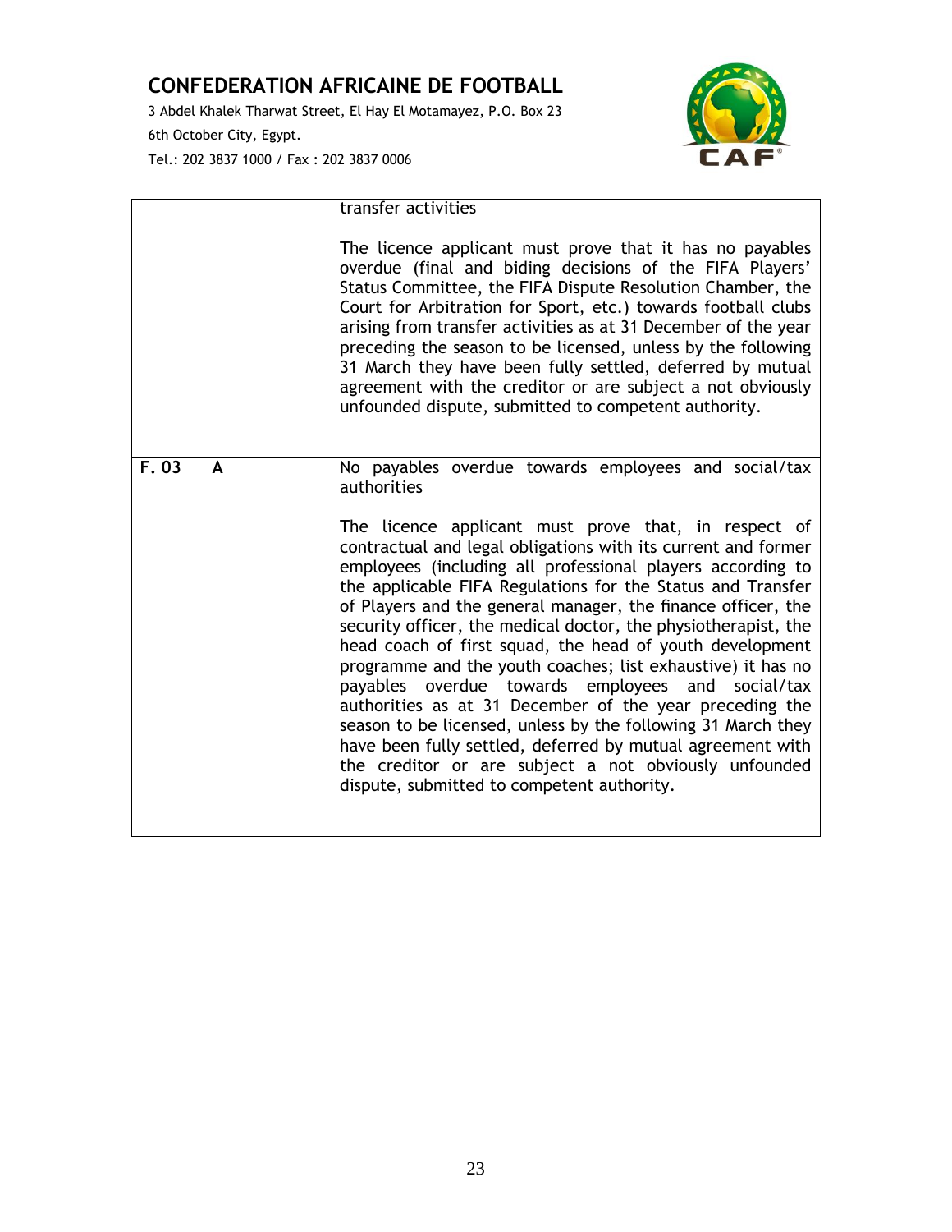| | | |
|---|---|---|
| | | transfer activities<br><br>The licence applicant must prove that it has no payables overdue (final and biding decisions of the FIFA Players' Status Committee, the FIFA Dispute Resolution Chamber, the Court for Arbitration for Sport, etc.) towards football clubs arising from transfer activities as at 31 December of the year preceding the season to be licensed, unless by the following 31 March they have been fully settled, deferred by mutual agreement with the creditor or are subject a not obviously unfounded dispute, submitted to competent authority. |
| **F. 03** | **A** | No payables overdue towards employees and social/tax authorities<br><br>The licence applicant must prove that, in respect of contractual and legal obligations with its current and former employees (including all professional players according to the applicable FIFA Regulations for the Status and Transfer of Players and the general manager, the finance officer, the security officer, the medical doctor, the physiotherapist, the head coach of first squad, the head of youth development programme and the youth coaches; list exhaustive) it has no payables overdue towards employees and social/tax authorities as at 31 December of the year preceding the season to be licensed, unless by the following 31 March they have been fully settled, deferred by mutual agreement with the creditor or are subject a not obviously unfounded dispute, submitted to competent authority. |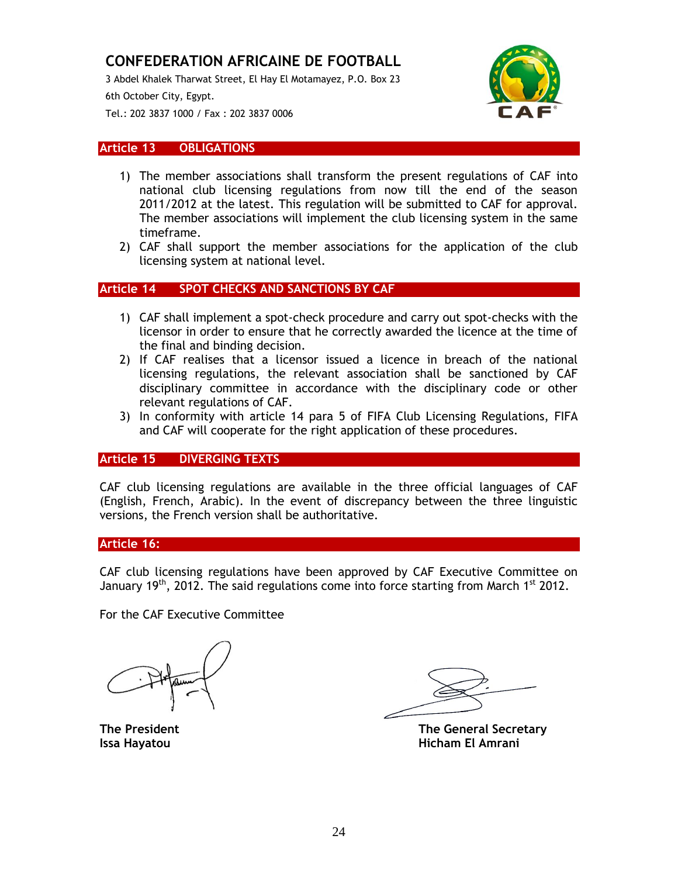**CONFEDERATION AFRICAINE DE FOOTBALL**
3 Abdel Khalek Tharwat Street, El Hay El Motamayez, P.O. Box 23
6th October City, Egypt.
Tel.: 202 3837 1000 / Fax : 202 3837 0006

## Article 13 OBLIGATIONS

1) The member associations shall transform the present regulations of CAF into national club licensing regulations from now till the end of the season 2011/2012 at the latest. This regulation will be submitted to CAF for approval. The member associations will implement the club licensing system in the same timeframe.
2) CAF shall support the member associations for the application of the club licensing system at national level.

## Article 14 SPOT CHECKS AND SANCTIONS BY CAF

1) CAF shall implement a spot-check procedure and carry out spot-checks with the licensor in order to ensure that he correctly awarded the licence at the time of the final and binding decision.
2) If CAF realises that a licensor issued a licence in breach of the national licensing regulations, the relevant association shall be sanctioned by CAF disciplinary committee in accordance with the disciplinary code or other relevant regulations of CAF.
3) In conformity with article 14 para 5 of FIFA Club Licensing Regulations, FIFA and CAF will cooperate for the right application of these procedures.

## Article 15 DIVERGING TEXTS

CAF club licensing regulations are available in the three official languages of CAF (English, French, Arabic). In the event of discrepancy between the three linguistic versions, the French version shall be authoritative.

## Article 16:

CAF club licensing regulations have been approved by CAF Executive Committee on January 19th, 2012. The said regulations come into force starting from March 1st 2012.

For the CAF Executive Committee

**The President**
**Issa Hayatou**

**The General Secretary**
**Hicham El Amrani**